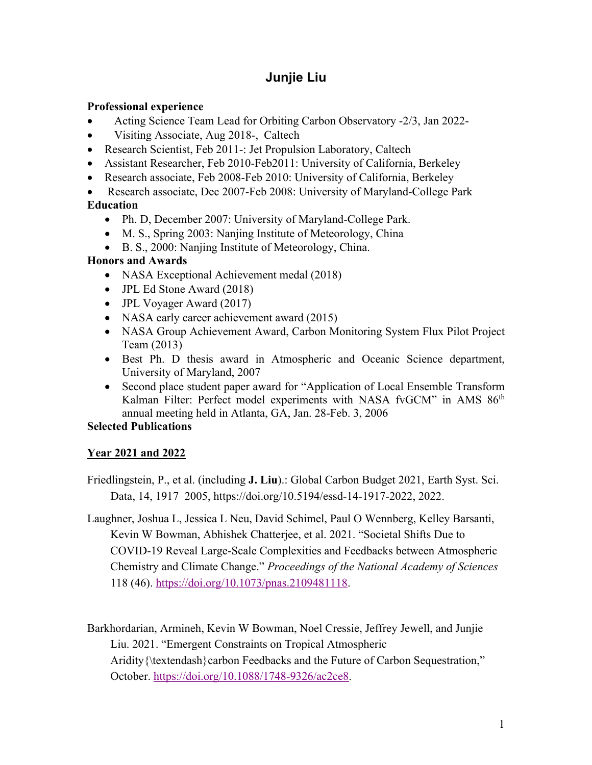# Junjie Liu

**Professional experience**

- Acting Science Team Lead for Orbiting Carbon Observatory -2/3, Jan 2022-
- Visiting Associate, Aug 2018-, Caltech
- Research Scientist, Feb 2011-: Jet Propulsion Laboratory, Caltech
- Assistant Researcher, Feb 2010-Feb2011: University of California, Berkeley
- Research associate, Feb 2008-Feb 2010: University of California, Berkeley
- Research associate, Dec 2007-Feb 2008: University of Maryland-College Park

**Education**

- Ph. D, December 2007: University of Maryland-College Park.
- M. S., Spring 2003: Nanjing Institute of Meteorology, China
- B. S., 2000: Nanjing Institute of Meteorology, China.

**Honors and Awards**

- NASA Exceptional Achievement medal (2018)
- JPL Ed Stone Award (2018)
- JPL Voyager Award (2017)
- NASA early career achievement award (2015)
- NASA Group Achievement Award, Carbon Monitoring System Flux Pilot Project Team (2013)
- Best Ph. D thesis award in Atmospheric and Oceanic Science department, University of Maryland, 2007
- Second place student paper award for "Application of Local Ensemble Transform Kalman Filter: Perfect model experiments with NASA fvGCM" in AMS 86th annual meeting held in Atlanta, GA, Jan. 28-Feb. 3, 2006

**Selected Publications**

**Year 2021 and 2022**

Friedlingstein, P., et al. (including **J. Liu**).: Global Carbon Budget 2021, Earth Syst. Sci. Data, 14, 1917–2005, https://doi.org/10.5194/essd-14-1917-2022, 2022.

Laughner, Joshua L, Jessica L Neu, David Schimel, Paul O Wennberg, Kelley Barsanti, Kevin W Bowman, Abhishek Chatterjee, et al. 2021. "Societal Shifts Due to COVID-19 Reveal Large-Scale Complexities and Feedbacks between Atmospheric Chemistry and Climate Change." *Proceedings of the National Academy of Sciences* 118 (46). https://doi.org/10.1073/pnas.2109481118.

Barkhordarian, Armineh, Kevin W Bowman, Noel Cressie, Jeffrey Jewell, and Junjie Liu. 2021. "Emergent Constraints on Tropical Atmospheric Aridity{\textendash}carbon Feedbacks and the Future of Carbon Sequestration," October. https://doi.org/10.1088/1748-9326/ac2ce8.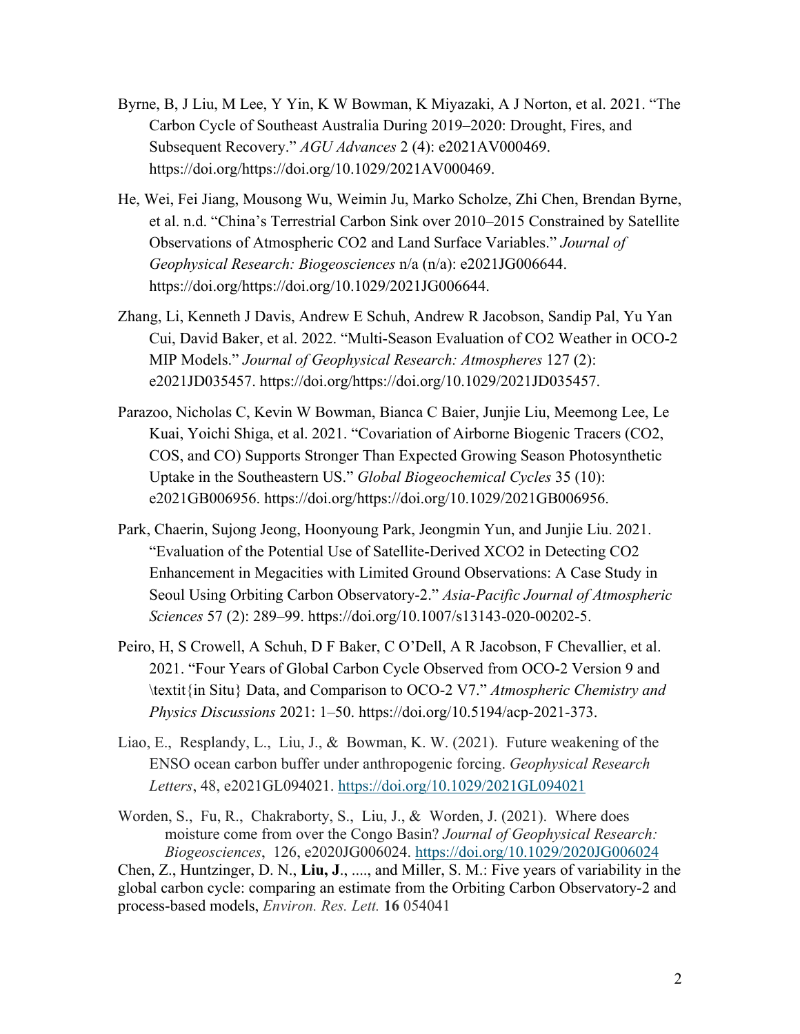Byrne, B, J Liu, M Lee, Y Yin, K W Bowman, K Miyazaki, A J Norton, et al. 2021. "The Carbon Cycle of Southeast Australia During 2019–2020: Drought, Fires, and Subsequent Recovery." *AGU Advances* 2 (4): e2021AV000469. https://doi.org/https://doi.org/10.1029/2021AV000469.

He, Wei, Fei Jiang, Mousong Wu, Weimin Ju, Marko Scholze, Zhi Chen, Brendan Byrne, et al. n.d. "China's Terrestrial Carbon Sink over 2010–2015 Constrained by Satellite Observations of Atmospheric CO2 and Land Surface Variables." *Journal of Geophysical Research: Biogeosciences* n/a (n/a): e2021JG006644. https://doi.org/https://doi.org/10.1029/2021JG006644.

Zhang, Li, Kenneth J Davis, Andrew E Schuh, Andrew R Jacobson, Sandip Pal, Yu Yan Cui, David Baker, et al. 2022. "Multi-Season Evaluation of CO2 Weather in OCO-2 MIP Models." *Journal of Geophysical Research: Atmospheres* 127 (2): e2021JD035457. https://doi.org/https://doi.org/10.1029/2021JD035457.

Parazoo, Nicholas C, Kevin W Bowman, Bianca C Baier, Junjie Liu, Meemong Lee, Le Kuai, Yoichi Shiga, et al. 2021. "Covariation of Airborne Biogenic Tracers (CO2, COS, and CO) Supports Stronger Than Expected Growing Season Photosynthetic Uptake in the Southeastern US." *Global Biogeochemical Cycles* 35 (10): e2021GB006956. https://doi.org/https://doi.org/10.1029/2021GB006956.

Park, Chaerin, Sujong Jeong, Hoonyoung Park, Jeongmin Yun, and Junjie Liu. 2021. "Evaluation of the Potential Use of Satellite-Derived XCO2 in Detecting CO2 Enhancement in Megacities with Limited Ground Observations: A Case Study in Seoul Using Orbiting Carbon Observatory-2." *Asia-Pacific Journal of Atmospheric Sciences* 57 (2): 289–99. https://doi.org/10.1007/s13143-020-00202-5.

Peiro, H, S Crowell, A Schuh, D F Baker, C O'Dell, A R Jacobson, F Chevallier, et al. 2021. "Four Years of Global Carbon Cycle Observed from OCO-2 Version 9 and \textit{in Situ} Data, and Comparison to OCO-2 V7." *Atmospheric Chemistry and Physics Discussions* 2021: 1–50. https://doi.org/10.5194/acp-2021-373.

Liao, E., Resplandy, L., Liu, J., & Bowman, K. W. (2021). Future weakening of the ENSO ocean carbon buffer under anthropogenic forcing. *Geophysical Research Letters*, 48, e2021GL094021. https://doi.org/10.1029/2021GL094021

Worden, S., Fu, R., Chakraborty, S., Liu, J., & Worden, J. (2021). Where does moisture come from over the Congo Basin? *Journal of Geophysical Research: Biogeosciences*, 126, e2020JG006024. https://doi.org/10.1029/2020JG006024

Chen, Z., Huntzinger, D. N., **Liu, J**., ...., and Miller, S. M.: Five years of variability in the global carbon cycle: comparing an estimate from the Orbiting Carbon Observatory-2 and process-based models, *Environ. Res. Lett.* **16** 054041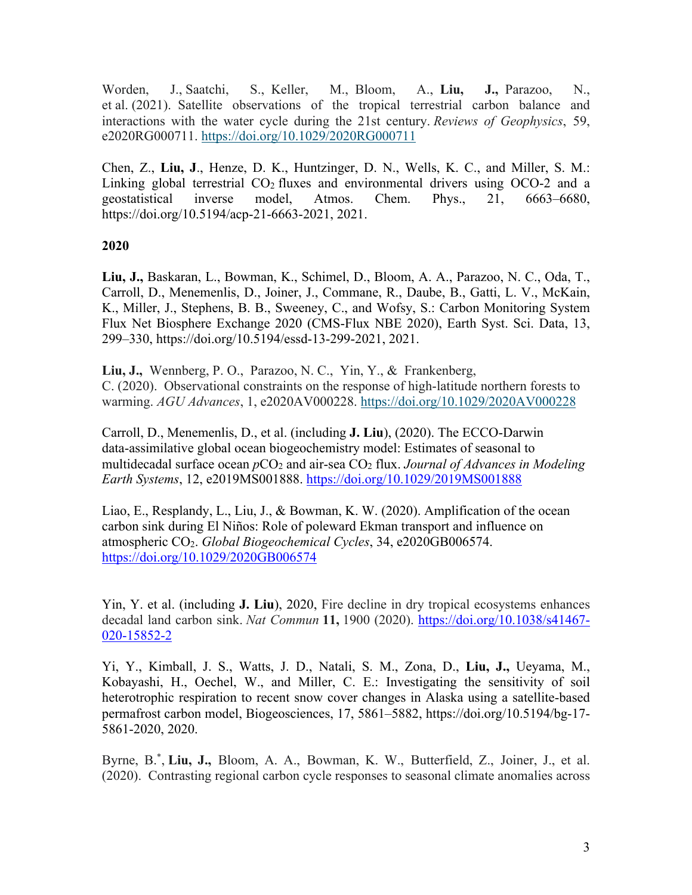Worden, J., Saatchi, S., Keller, M., Bloom, A., **Liu, J.,** Parazoo, N., et al. (2021). Satellite observations of the tropical terrestrial carbon balance and interactions with the water cycle during the 21st century. *Reviews of Geophysics*, 59, e2020RG000711. https://doi.org/10.1029/2020RG000711

Chen, Z., **Liu, J**., Henze, D. K., Huntzinger, D. N., Wells, K. C., and Miller, S. M.: Linking global terrestrial $CO_2$ fluxes and environmental drivers using OCO-2 and a geostatistical inverse model, Atmos. Chem. Phys., 21, 6663–6680, https://doi.org/10.5194/acp-21-6663-2021, 2021.

**2020**

**Liu, J.,** Baskaran, L., Bowman, K., Schimel, D., Bloom, A. A., Parazoo, N. C., Oda, T., Carroll, D., Menemenlis, D., Joiner, J., Commane, R., Daube, B., Gatti, L. V., McKain, K., Miller, J., Stephens, B. B., Sweeney, C., and Wofsy, S.: Carbon Monitoring System Flux Net Biosphere Exchange 2020 (CMS-Flux NBE 2020), Earth Syst. Sci. Data, 13, 299–330, https://doi.org/10.5194/essd-13-299-2021, 2021.

**Liu, J.,** Wennberg, P. O., Parazoo, N. C., Yin, Y., & Frankenberg, C. (2020). Observational constraints on the response of high-latitude northern forests to warming. *AGU Advances*, 1, e2020AV000228. https://doi.org/10.1029/2020AV000228

Carroll, D., Menemenlis, D., et al. (including **J. Liu**), (2020). The ECCO-Darwin data-assimilative global ocean biogeochemistry model: Estimates of seasonal to multidecadal surface ocean $pCO_2$ and air-sea $CO_2$ flux. *Journal of Advances in Modeling Earth Systems*, 12, e2019MS001888. https://doi.org/10.1029/2019MS001888

Liao, E., Resplandy, L., Liu, J., & Bowman, K. W. (2020). Amplification of the ocean carbon sink during El Niños: Role of poleward Ekman transport and influence on atmospheric $CO_2$. *Global Biogeochemical Cycles*, 34, e2020GB006574. https://doi.org/10.1029/2020GB006574

Yin, Y. et al. (including **J. Liu**), 2020, Fire decline in dry tropical ecosystems enhances decadal land carbon sink. *Nat Commun* **11,** 1900 (2020). https://doi.org/10.1038/s41467-020-15852-2

Yi, Y., Kimball, J. S., Watts, J. D., Natali, S. M., Zona, D., **Liu, J.,** Ueyama, M., Kobayashi, H., Oechel, W., and Miller, C. E.: Investigating the sensitivity of soil heterotrophic respiration to recent snow cover changes in Alaska using a satellite-based permafrost carbon model, Biogeosciences, 17, 5861–5882, https://doi.org/10.5194/bg-17-5861-2020, 2020.

Byrne, B.*, **Liu, J.,** Bloom, A. A., Bowman, K. W., Butterfield, Z., Joiner, J., et al. (2020). Contrasting regional carbon cycle responses to seasonal climate anomalies across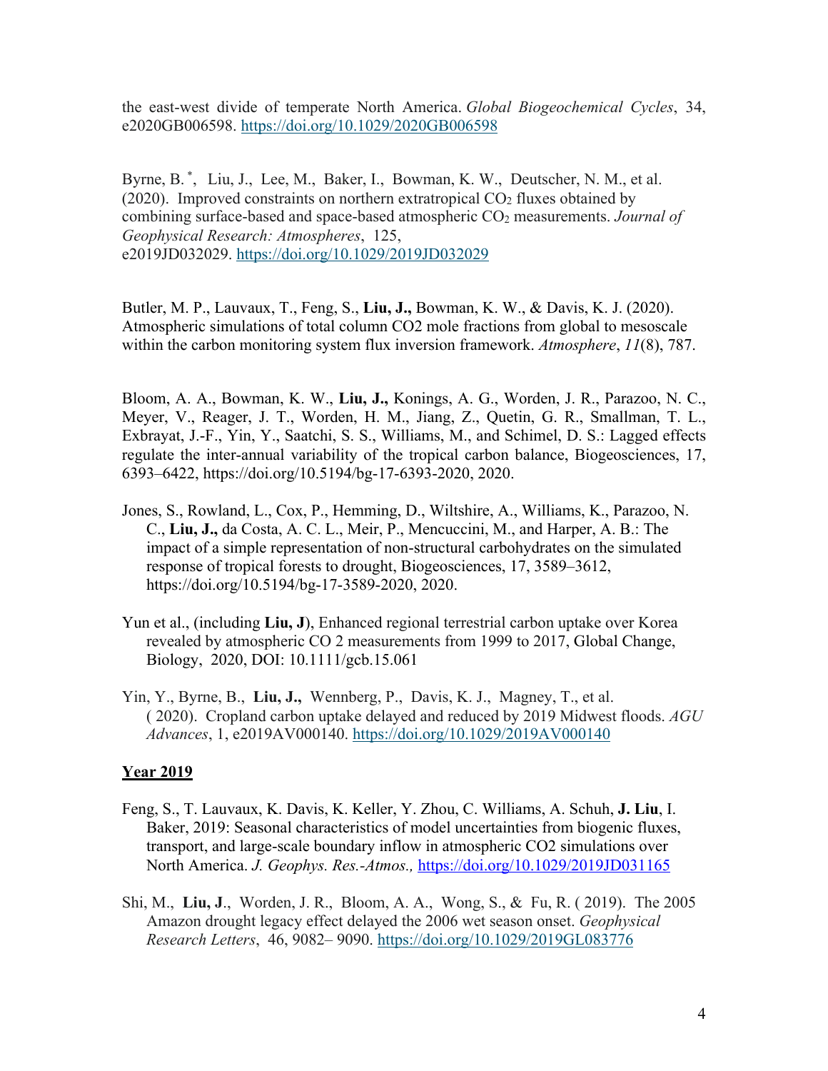the east-west divide of temperate North America. *Global Biogeochemical Cycles*, 34, e2020GB006598. https://doi.org/10.1029/2020GB006598

Byrne, B. *, Liu, J., Lee, M., Baker, I., Bowman, K. W., Deutscher, N. M., et al. (2020). Improved constraints on northern extratropical $CO_2$ fluxes obtained by combining surface-based and space-based atmospheric $CO_2$ measurements. *Journal of Geophysical Research: Atmospheres*, 125, e2019JD032029. https://doi.org/10.1029/2019JD032029

Butler, M. P., Lauvaux, T., Feng, S., **Liu, J.,** Bowman, K. W., & Davis, K. J. (2020). Atmospheric simulations of total column CO2 mole fractions from global to mesoscale within the carbon monitoring system flux inversion framework. *Atmosphere*, *11*(8), 787.

Bloom, A. A., Bowman, K. W., **Liu, J.,** Konings, A. G., Worden, J. R., Parazoo, N. C., Meyer, V., Reager, J. T., Worden, H. M., Jiang, Z., Quetin, G. R., Smallman, T. L., Exbrayat, J.-F., Yin, Y., Saatchi, S. S., Williams, M., and Schimel, D. S.: Lagged effects regulate the inter-annual variability of the tropical carbon balance, Biogeosciences, 17, 6393–6422, https://doi.org/10.5194/bg-17-6393-2020, 2020.

Jones, S., Rowland, L., Cox, P., Hemming, D., Wiltshire, A., Williams, K., Parazoo, N. C., **Liu, J.,** da Costa, A. C. L., Meir, P., Mencuccini, M., and Harper, A. B.: The impact of a simple representation of non-structural carbohydrates on the simulated response of tropical forests to drought, Biogeosciences, 17, 3589–3612, https://doi.org/10.5194/bg-17-3589-2020, 2020.

Yun et al., (including **Liu, J**), Enhanced regional terrestrial carbon uptake over Korea revealed by atmospheric CO 2 measurements from 1999 to 2017, Global Change, Biology, 2020, DOI: 10.1111/gcb.15.061

Yin, Y., Byrne, B., **Liu, J.,** Wennberg, P., Davis, K. J., Magney, T., et al. ( 2020). Cropland carbon uptake delayed and reduced by 2019 Midwest floods. *AGU Advances*, 1, e2019AV000140. https://doi.org/10.1029/2019AV000140

## Year 2019

Feng, S., T. Lauvaux, K. Davis, K. Keller, Y. Zhou, C. Williams, A. Schuh, **J. Liu**, I. Baker, 2019: Seasonal characteristics of model uncertainties from biogenic fluxes, transport, and large-scale boundary inflow in atmospheric CO2 simulations over North America. *J. Geophys. Res.-Atmos.,* https://doi.org/10.1029/2019JD031165

Shi, M., **Liu, J**., Worden, J. R., Bloom, A. A., Wong, S., & Fu, R. ( 2019). The 2005 Amazon drought legacy effect delayed the 2006 wet season onset. *Geophysical Research Letters*, 46, 9082– 9090. https://doi.org/10.1029/2019GL083776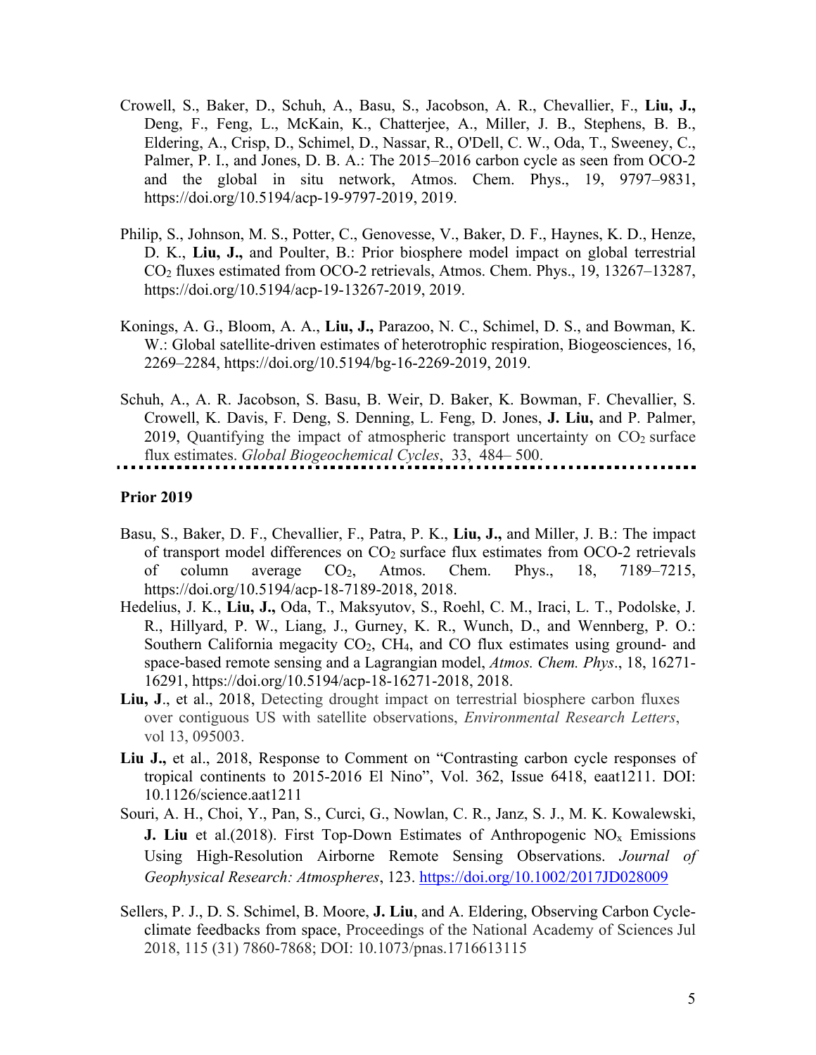Crowell, S., Baker, D., Schuh, A., Basu, S., Jacobson, A. R., Chevallier, F., **Liu, J.,** Deng, F., Feng, L., McKain, K., Chatterjee, A., Miller, J. B., Stephens, B. B., Eldering, A., Crisp, D., Schimel, D., Nassar, R., O'Dell, C. W., Oda, T., Sweeney, C., Palmer, P. I., and Jones, D. B. A.: The 2015–2016 carbon cycle as seen from OCO-2 and the global in situ network, Atmos. Chem. Phys., 19, 9797–9831, https://doi.org/10.5194/acp-19-9797-2019, 2019.

Philip, S., Johnson, M. S., Potter, C., Genovesse, V., Baker, D. F., Haynes, K. D., Henze, D. K., **Liu, J.,** and Poulter, B.: Prior biosphere model impact on global terrestrial $CO_2$ fluxes estimated from OCO-2 retrievals, Atmos. Chem. Phys., 19, 13267–13287, https://doi.org/10.5194/acp-19-13267-2019, 2019.

Konings, A. G., Bloom, A. A., **Liu, J.,** Parazoo, N. C., Schimel, D. S., and Bowman, K. W.: Global satellite-driven estimates of heterotrophic respiration, Biogeosciences, 16, 2269–2284, https://doi.org/10.5194/bg-16-2269-2019, 2019.

Schuh, A., A. R. Jacobson, S. Basu, B. Weir, D. Baker, K. Bowman, F. Chevallier, S. Crowell, K. Davis, F. Deng, S. Denning, L. Feng, D. Jones, **J. Liu,** and P. Palmer, 2019, Quantifying the impact of atmospheric transport uncertainty on $CO_2$ surface flux estimates. *Global Biogeochemical Cycles*, 33, 484– 500.

---

**Prior 2019**

Basu, S., Baker, D. F., Chevallier, F., Patra, P. K., **Liu, J.,** and Miller, J. B.: The impact of transport model differences on $CO_2$ surface flux estimates from OCO-2 retrievals of column average $CO_2$, Atmos. Chem. Phys., 18, 7189–7215, https://doi.org/10.5194/acp-18-7189-2018, 2018.

Hedelius, J. K., **Liu, J.,** Oda, T., Maksyutov, S., Roehl, C. M., Iraci, L. T., Podolske, J. R., Hillyard, P. W., Liang, J., Gurney, K. R., Wunch, D., and Wennberg, P. O.: Southern California megacity $CO_2$, $CH_4$, and CO flux estimates using ground- and space-based remote sensing and a Lagrangian model, *Atmos. Chem. Phys*., 18, 16271-16291, https://doi.org/10.5194/acp-18-16271-2018, 2018.

**Liu, J**., et al., 2018, Detecting drought impact on terrestrial biosphere carbon fluxes over contiguous US with satellite observations, *Environmental Research Letters*, vol 13, 095003.

**Liu J.,** et al., 2018, Response to Comment on "Contrasting carbon cycle responses of tropical continents to 2015-2016 El Nino", Vol. 362, Issue 6418, eaat1211. DOI: 10.1126/science.aat1211

Souri, A. H., Choi, Y., Pan, S., Curci, G., Nowlan, C. R., Janz, S. J., M. K. Kowalewski, **J. Liu** et al.(2018). First Top-Down Estimates of Anthropogenic $NO_x$ Emissions Using High-Resolution Airborne Remote Sensing Observations. *Journal of Geophysical Research: Atmospheres*, 123. https://doi.org/10.1002/2017JD028009

Sellers, P. J., D. S. Schimel, B. Moore, **J. Liu**, and A. Eldering, Observing Carbon Cycle-climate feedbacks from space, Proceedings of the National Academy of Sciences Jul 2018, 115 (31) 7860-7868; DOI: 10.1073/pnas.1716613115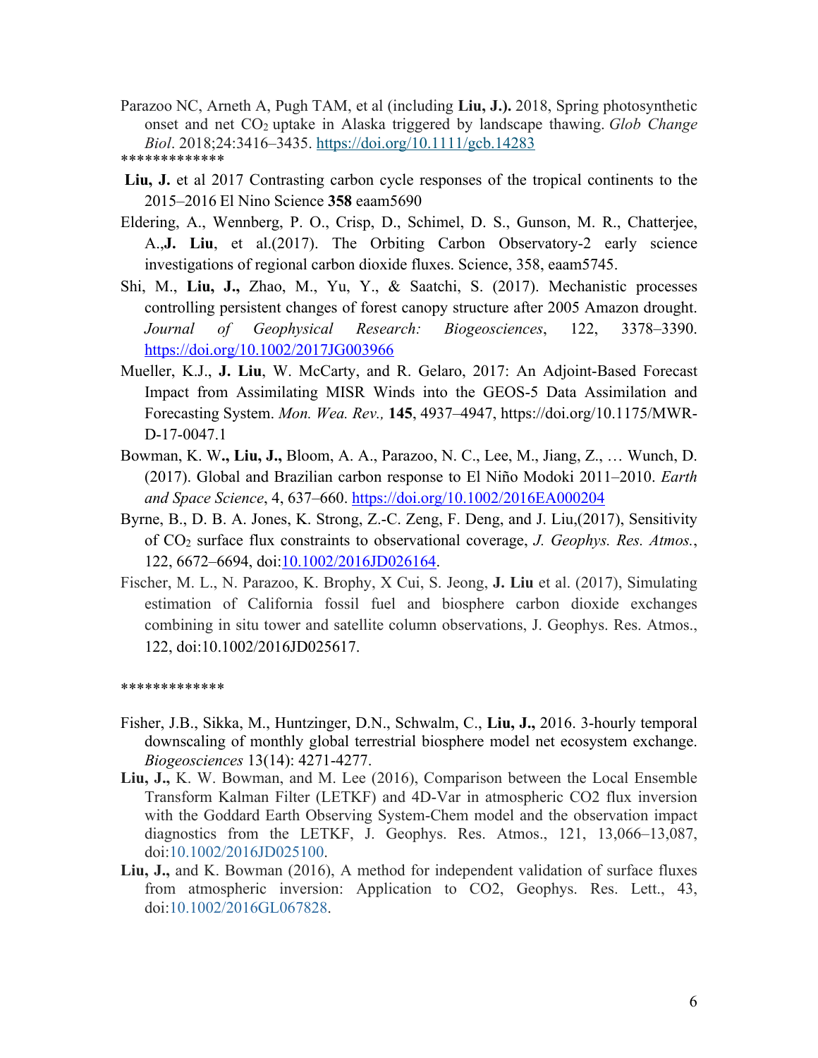Parazoo NC, Arneth A, Pugh TAM, et al (including **Liu, J.).** 2018, Spring photosynthetic onset and net $CO_2$ uptake in Alaska triggered by landscape thawing. *Glob Change Biol*. 2018;24:3416–3435. https://doi.org/10.1111/gcb.14283

*************

**Liu, J.** et al 2017 Contrasting carbon cycle responses of the tropical continents to the 2015–2016 El Nino Science **358** eaam5690

Eldering, A., Wennberg, P. O., Crisp, D., Schimel, D. S., Gunson, M. R., Chatterjee, A.,**J. Liu**, et al.(2017). The Orbiting Carbon Observatory-2 early science investigations of regional carbon dioxide fluxes. Science, 358, eaam5745.

Shi, M., **Liu, J.,** Zhao, M., Yu, Y., & Saatchi, S. (2017). Mechanistic processes controlling persistent changes of forest canopy structure after 2005 Amazon drought. *Journal of Geophysical Research: Biogeosciences*, 122, 3378–3390. https://doi.org/10.1002/2017JG003966

Mueller, K.J., **J. Liu**, W. McCarty, and R. Gelaro, 2017: An Adjoint-Based Forecast Impact from Assimilating MISR Winds into the GEOS-5 Data Assimilation and Forecasting System. *Mon. Wea. Rev.,* **145**, 4937–4947, https://doi.org/10.1175/MWR-D-17-0047.1

Bowman, K. W**., Liu, J.,** Bloom, A. A., Parazoo, N. C., Lee, M., Jiang, Z., … Wunch, D. (2017). Global and Brazilian carbon response to El Niño Modoki 2011–2010. *Earth and Space Science*, 4, 637–660. https://doi.org/10.1002/2016EA000204

Byrne, B., D. B. A. Jones, K. Strong, Z.-C. Zeng, F. Deng, and J. Liu,(2017), Sensitivity of $CO_2$ surface flux constraints to observational coverage, *J. Geophys. Res. Atmos.*, 122, 6672–6694, doi:10.1002/2016JD026164.

Fischer, M. L., N. Parazoo, K. Brophy, X Cui, S. Jeong, **J. Liu** et al. (2017), Simulating estimation of California fossil fuel and biosphere carbon dioxide exchanges combining in situ tower and satellite column observations, J. Geophys. Res. Atmos., 122, doi:10.1002/2016JD025617.

*************

Fisher, J.B., Sikka, M., Huntzinger, D.N., Schwalm, C., **Liu, J.,** 2016. 3-hourly temporal downscaling of monthly global terrestrial biosphere model net ecosystem exchange. *Biogeosciences* 13(14): 4271-4277.

**Liu, J.,** K. W. Bowman, and M. Lee (2016), Comparison between the Local Ensemble Transform Kalman Filter (LETKF) and 4D-Var in atmospheric CO2 flux inversion with the Goddard Earth Observing System-Chem model and the observation impact diagnostics from the LETKF, J. Geophys. Res. Atmos., 121, 13,066–13,087, doi:10.1002/2016JD025100.

**Liu, J.,** and K. Bowman (2016), A method for independent validation of surface fluxes from atmospheric inversion: Application to CO2, Geophys. Res. Lett., 43, doi:10.1002/2016GL067828.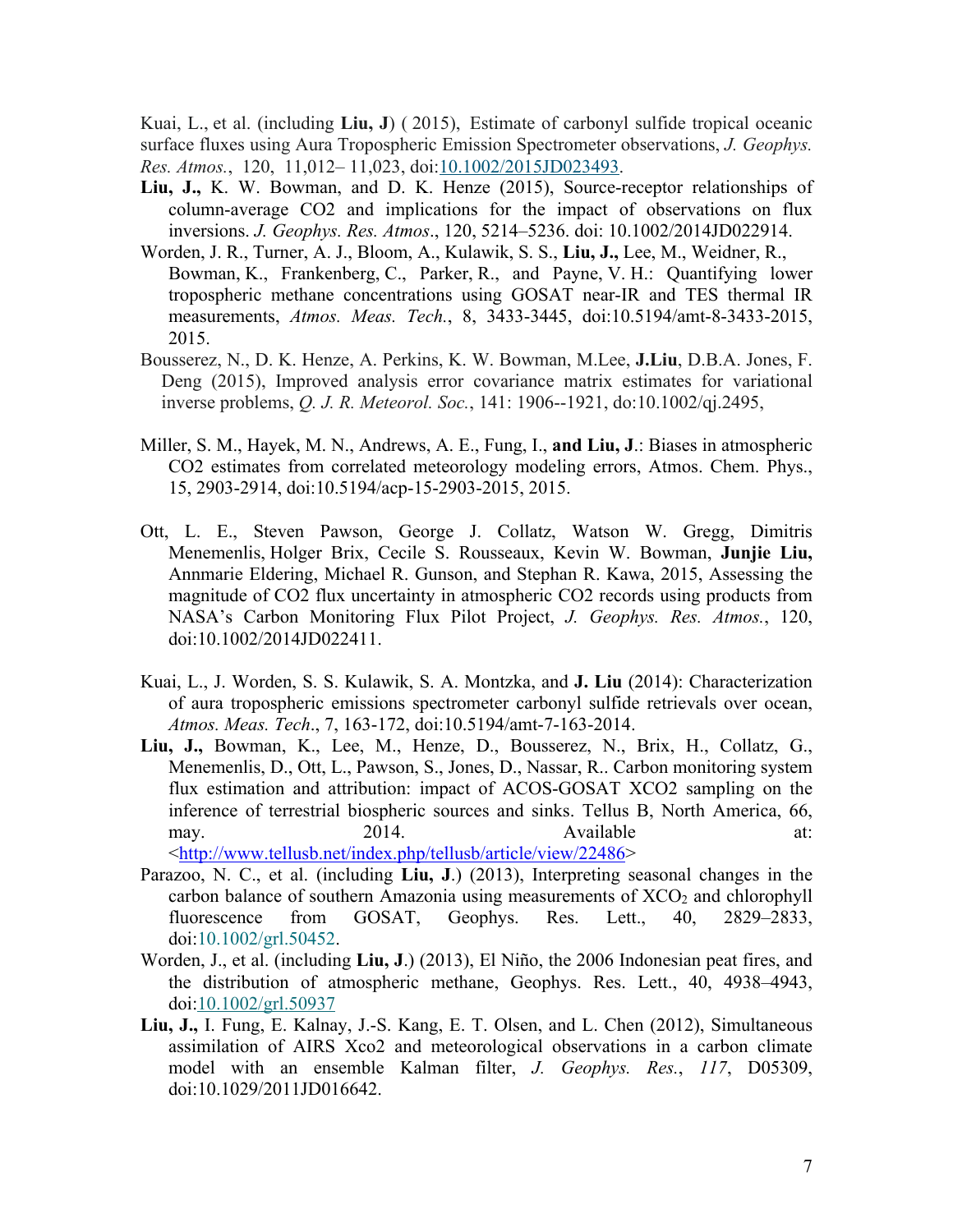Kuai, L., et al. (including **Liu, J**) ( 2015), Estimate of carbonyl sulfide tropical oceanic surface fluxes using Aura Tropospheric Emission Spectrometer observations, *J. Geophys. Res. Atmos.*, 120, 11,012– 11,023, doi:10.1002/2015JD023493.

**Liu, J.,** K. W. Bowman, and D. K. Henze (2015), Source-receptor relationships of column-average CO2 and implications for the impact of observations on flux inversions. *J. Geophys. Res. Atmos*., 120, 5214–5236. doi: 10.1002/2014JD022914.

Worden, J. R., Turner, A. J., Bloom, A., Kulawik, S. S., **Liu, J.,** Lee, M., Weidner, R., Bowman, K., Frankenberg, C., Parker, R., and Payne, V. H.: Quantifying lower tropospheric methane concentrations using GOSAT near-IR and TES thermal IR measurements, *Atmos. Meas. Tech.*, 8, 3433-3445, doi:10.5194/amt-8-3433-2015, 2015.

Bousserez, N., D. K. Henze, A. Perkins, K. W. Bowman, M.Lee, **J.Liu**, D.B.A. Jones, F. Deng (2015), Improved analysis error covariance matrix estimates for variational inverse problems, *Q. J. R. Meteorol. Soc.*, 141: 1906--1921, do:10.1002/qj.2495,

Miller, S. M., Hayek, M. N., Andrews, A. E., Fung, I., **and Liu, J**.: Biases in atmospheric CO2 estimates from correlated meteorology modeling errors, Atmos. Chem. Phys., 15, 2903-2914, doi:10.5194/acp-15-2903-2015, 2015.

Ott, L. E., Steven Pawson, George J. Collatz, Watson W. Gregg, Dimitris Menemenlis, Holger Brix, Cecile S. Rousseaux, Kevin W. Bowman, **Junjie Liu,** Annmarie Eldering, Michael R. Gunson, and Stephan R. Kawa, 2015, Assessing the magnitude of CO2 flux uncertainty in atmospheric CO2 records using products from NASA's Carbon Monitoring Flux Pilot Project, *J. Geophys. Res. Atmos.*, 120, doi:10.1002/2014JD022411.

Kuai, L., J. Worden, S. S. Kulawik, S. A. Montzka, and **J. Liu** (2014): Characterization of aura tropospheric emissions spectrometer carbonyl sulfide retrievals over ocean, *Atmos. Meas. Tech*., 7, 163-172, doi:10.5194/amt-7-163-2014.

**Liu, J.,** Bowman, K., Lee, M., Henze, D., Bousserez, N., Brix, H., Collatz, G., Menemenlis, D., Ott, L., Pawson, S., Jones, D., Nassar, R.. Carbon monitoring system flux estimation and attribution: impact of ACOS-GOSAT XCO2 sampling on the inference of terrestrial biospheric sources and sinks. Tellus B, North America, 66, may. 2014. Available at: <http://www.tellusb.net/index.php/tellusb/article/view/22486>

Parazoo, N. C., et al. (including **Liu, J**.) (2013), Interpreting seasonal changes in the carbon balance of southern Amazonia using measurements of $XCO_2$ and chlorophyll fluorescence from GOSAT, Geophys. Res. Lett., 40, 2829–2833, doi:10.1002/grl.50452.

Worden, J., et al. (including **Liu, J**.) (2013), El Niño, the 2006 Indonesian peat fires, and the distribution of atmospheric methane, Geophys. Res. Lett., 40, 4938–4943, doi:10.1002/grl.50937

**Liu, J.,** I. Fung, E. Kalnay, J.-S. Kang, E. T. Olsen, and L. Chen (2012), Simultaneous assimilation of AIRS Xco2 and meteorological observations in a carbon climate model with an ensemble Kalman filter, *J. Geophys. Res.*, *117*, D05309, doi:10.1029/2011JD016642.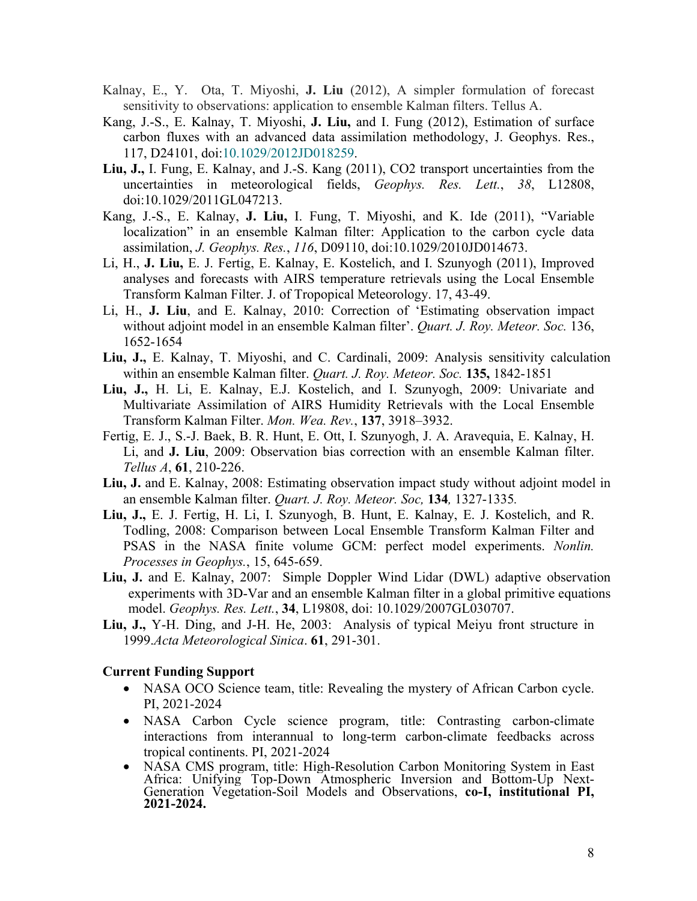Kalnay, E., Y. Ota, T. Miyoshi, **J. Liu** (2012), A simpler formulation of forecast sensitivity to observations: application to ensemble Kalman filters. Tellus A.

Kang, J.-S., E. Kalnay, T. Miyoshi, **J. Liu,** and I. Fung (2012), Estimation of surface carbon fluxes with an advanced data assimilation methodology, J. Geophys. Res., 117, D24101, doi:10.1029/2012JD018259.

**Liu, J.,** I. Fung, E. Kalnay, and J.-S. Kang (2011), CO2 transport uncertainties from the uncertainties in meteorological fields, *Geophys. Res. Lett.*, *38*, L12808, doi:10.1029/2011GL047213.

Kang, J.-S., E. Kalnay, **J. Liu,** I. Fung, T. Miyoshi, and K. Ide (2011), "Variable localization" in an ensemble Kalman filter: Application to the carbon cycle data assimilation, *J. Geophys. Res.*, *116*, D09110, doi:10.1029/2010JD014673.

Li, H., **J. Liu,** E. J. Fertig, E. Kalnay, E. Kostelich, and I. Szunyogh (2011), Improved analyses and forecasts with AIRS temperature retrievals using the Local Ensemble Transform Kalman Filter. J. of Tropopical Meteorology. 17, 43-49.

Li, H., **J. Liu**, and E. Kalnay, 2010: Correction of 'Estimating observation impact without adjoint model in an ensemble Kalman filter'. *Quart. J. Roy. Meteor. Soc.* 136, 1652-1654

**Liu, J.,** E. Kalnay, T. Miyoshi, and C. Cardinali, 2009: Analysis sensitivity calculation within an ensemble Kalman filter. *Quart. J. Roy. Meteor. Soc.* **135,** 1842-1851

**Liu, J.,** H. Li, E. Kalnay, E.J. Kostelich, and I. Szunyogh, 2009: Univariate and Multivariate Assimilation of AIRS Humidity Retrievals with the Local Ensemble Transform Kalman Filter. *Mon. Wea. Rev.*, **137**, 3918–3932.

Fertig, E. J., S.-J. Baek, B. R. Hunt, E. Ott, I. Szunyogh, J. A. Aravequia, E. Kalnay, H. Li, and **J. Liu**, 2009: Observation bias correction with an ensemble Kalman filter. *Tellus A*, **61**, 210-226.

**Liu, J.** and E. Kalnay, 2008: Estimating observation impact study without adjoint model in an ensemble Kalman filter. *Quart. J. Roy. Meteor. Soc,* **134***,* 1327-1335*.*

**Liu, J.,** E. J. Fertig, H. Li, I. Szunyogh, B. Hunt, E. Kalnay, E. J. Kostelich, and R. Todling, 2008: Comparison between Local Ensemble Transform Kalman Filter and PSAS in the NASA finite volume GCM: perfect model experiments. *Nonlin. Processes in Geophys.*, 15, 645-659.

**Liu, J.** and E. Kalnay, 2007: Simple Doppler Wind Lidar (DWL) adaptive observation experiments with 3D-Var and an ensemble Kalman filter in a global primitive equations model. *Geophys. Res. Lett.*, **34**, L19808, doi: 10.1029/2007GL030707.

**Liu, J.,** Y-H. Ding, and J-H. He, 2003: Analysis of typical Meiyu front structure in 1999.*Acta Meteorological Sinica*. **61**, 291-301.

**Current Funding Support**

- NASA OCO Science team, title: Revealing the mystery of African Carbon cycle. PI, 2021-2024
- NASA Carbon Cycle science program, title: Contrasting carbon-climate interactions from interannual to long-term carbon-climate feedbacks across tropical continents. PI, 2021-2024
- NASA CMS program, title: High-Resolution Carbon Monitoring System in East Africa: Unifying Top-Down Atmospheric Inversion and Bottom-Up Next-Generation Vegetation-Soil Models and Observations, **co-I, institutional PI, 2021-2024.**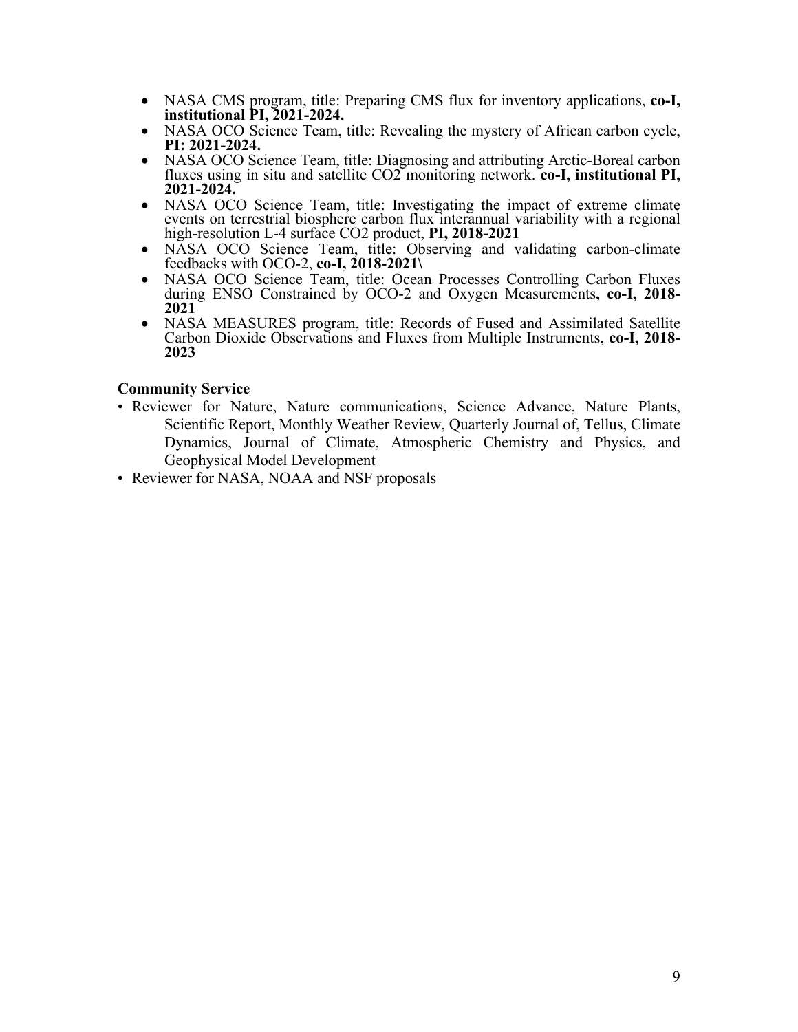- NASA CMS program, title: Preparing CMS flux for inventory applications, **co-I, institutional PI, 2021-2024.**
- NASA OCO Science Team, title: Revealing the mystery of African carbon cycle, **PI: 2021-2024.**
- NASA OCO Science Team, title: Diagnosing and attributing Arctic-Boreal carbon fluxes using in situ and satellite $CO_2$ monitoring network. **co-I, institutional PI, 2021-2024.**
- NASA OCO Science Team, title: Investigating the impact of extreme climate events on terrestrial biosphere carbon flux interannual variability with a regional high-resolution L-4 surface $CO_2$ product, **PI, 2018-2021**
- NASA OCO Science Team, title: Observing and validating carbon-climate feedbacks with OCO-2, **co-I, 2018-2021\**
- NASA OCO Science Team, title: Ocean Processes Controlling Carbon Fluxes during ENSO Constrained by OCO-2 and Oxygen Measurements**, co-I, 2018-2021**
- NASA MEASURES program, title: Records of Fused and Assimilated Satellite Carbon Dioxide Observations and Fluxes from Multiple Instruments, **co-I, 2018-2023**

**Community Service**

- Reviewer for Nature, Nature communications, Science Advance, Nature Plants, Scientific Report, Monthly Weather Review, Quarterly Journal of, Tellus, Climate Dynamics, Journal of Climate, Atmospheric Chemistry and Physics, and Geophysical Model Development
- Reviewer for NASA, NOAA and NSF proposals